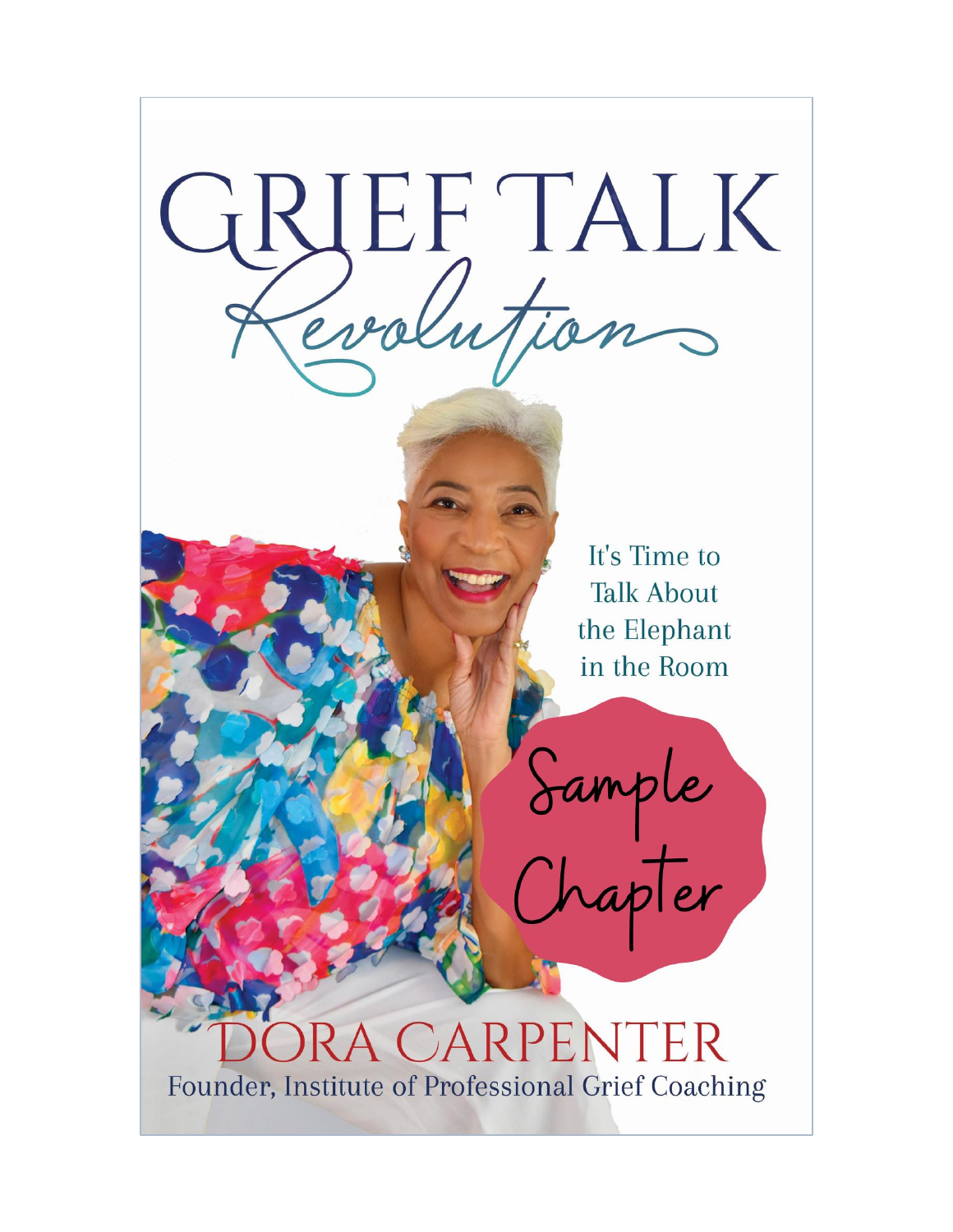# GRIEF TALK Revolution

It's Time to Talk About the Elephant in the Room

Sample Chapter

DORA CARPENTER

Founder, Institute of Professional Grief Coaching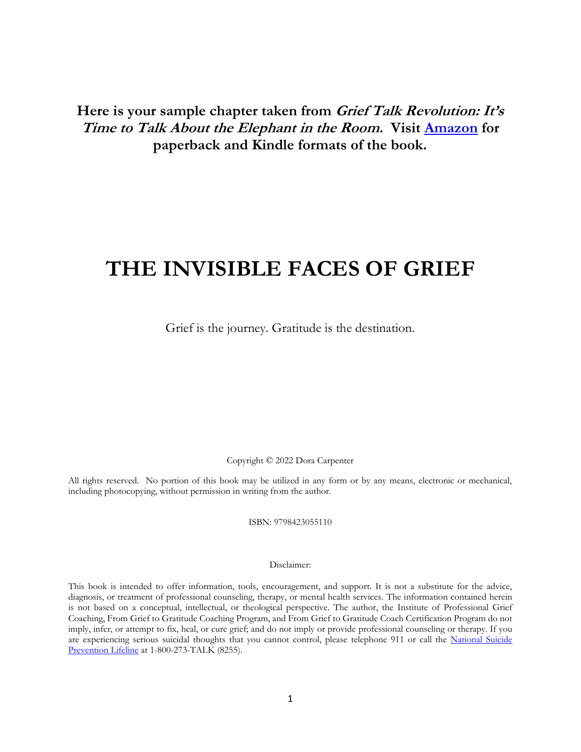**Here is your sample chapter taken from *Grief Talk Revolution: It's Time to Talk About the Elephant in the Room.* Visit [Amazon](#) for paperback and Kindle formats of the book.**

# THE INVISIBLE FACES OF GRIEF

Grief is the journey. Gratitude is the destination.

Copyright © 2022 Dora Carpenter

All rights reserved. No portion of this book may be utilized in any form or by any means, electronic or mechanical, including photocopying, without permission in writing from the author.

ISBN: 9798423055110

Disclaimer:

This book is intended to offer information, tools, encouragement, and support. It is not a substitute for the advice, diagnosis, or treatment of professional counseling, therapy, or mental health services. The information contained herein is not based on a conceptual, intellectual, or theological perspective. The author, the Institute of Professional Grief Coaching, From Grief to Gratitude Coaching Program, and From Grief to Gratitude Coach Certification Program do not imply, infer, or attempt to fix, heal, or cure grief; and do not imply or provide professional counseling or therapy. If you are experiencing serious suicidal thoughts that you cannot control, please telephone 911 or call the [National Suicide Prevention Lifeline](#) at 1-800-273-TALK (8255).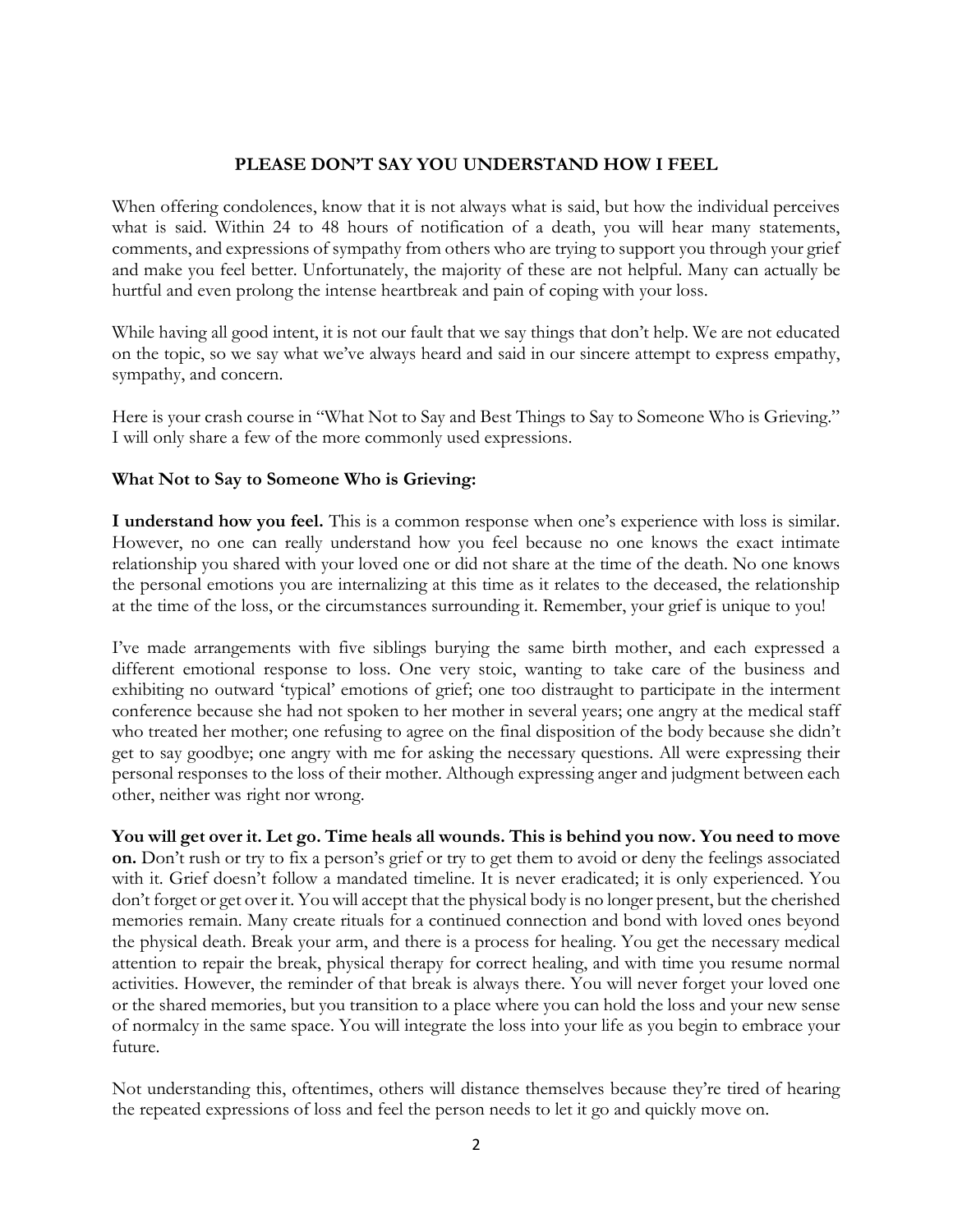# PLEASE DON'T SAY YOU UNDERSTAND HOW I FEEL

When offering condolences, know that it is not always what is said, but how the individual perceives what is said. Within 24 to 48 hours of notification of a death, you will hear many statements, comments, and expressions of sympathy from others who are trying to support you through your grief and make you feel better. Unfortunately, the majority of these are not helpful. Many can actually be hurtful and even prolong the intense heartbreak and pain of coping with your loss.

While having all good intent, it is not our fault that we say things that don't help. We are not educated on the topic, so we say what we've always heard and said in our sincere attempt to express empathy, sympathy, and concern.

Here is your crash course in "What Not to Say and Best Things to Say to Someone Who is Grieving." I will only share a few of the more commonly used expressions.

**What Not to Say to Someone Who is Grieving:**

**I understand how you feel.** This is a common response when one's experience with loss is similar. However, no one can really understand how you feel because no one knows the exact intimate relationship you shared with your loved one or did not share at the time of the death. No one knows the personal emotions you are internalizing at this time as it relates to the deceased, the relationship at the time of the loss, or the circumstances surrounding it. Remember, your grief is unique to you!

I've made arrangements with five siblings burying the same birth mother, and each expressed a different emotional response to loss. One very stoic, wanting to take care of the business and exhibiting no outward 'typical' emotions of grief; one too distraught to participate in the interment conference because she had not spoken to her mother in several years; one angry at the medical staff who treated her mother; one refusing to agree on the final disposition of the body because she didn't get to say goodbye; one angry with me for asking the necessary questions. All were expressing their personal responses to the loss of their mother. Although expressing anger and judgment between each other, neither was right nor wrong.

**You will get over it. Let go. Time heals all wounds. This is behind you now. You need to move on.** Don't rush or try to fix a person's grief or try to get them to avoid or deny the feelings associated with it. Grief doesn't follow a mandated timeline. It is never eradicated; it is only experienced. You don't forget or get over it. You will accept that the physical body is no longer present, but the cherished memories remain. Many create rituals for a continued connection and bond with loved ones beyond the physical death. Break your arm, and there is a process for healing. You get the necessary medical attention to repair the break, physical therapy for correct healing, and with time you resume normal activities. However, the reminder of that break is always there. You will never forget your loved one or the shared memories, but you transition to a place where you can hold the loss and your new sense of normalcy in the same space. You will integrate the loss into your life as you begin to embrace your future.

Not understanding this, oftentimes, others will distance themselves because they're tired of hearing the repeated expressions of loss and feel the person needs to let it go and quickly move on.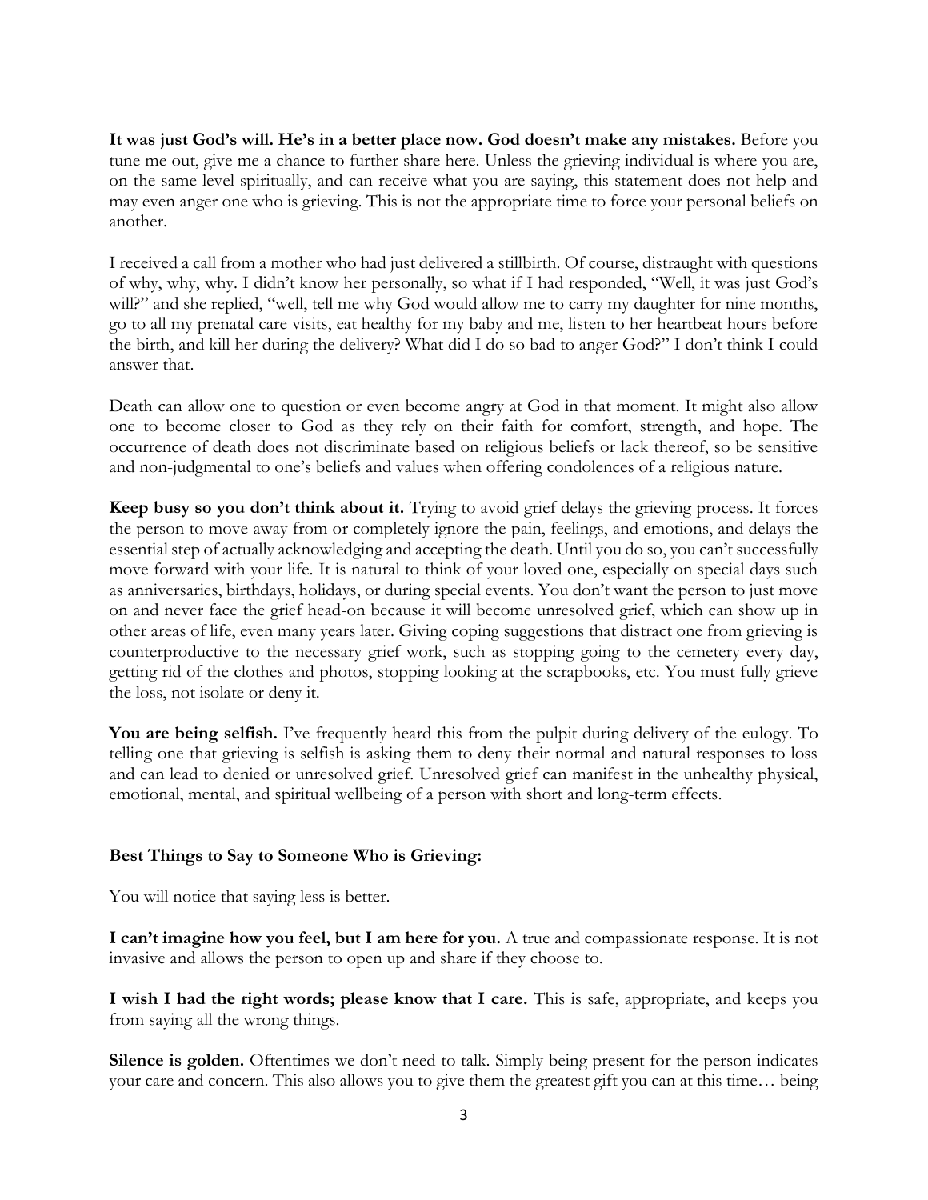**It was just God's will. He's in a better place now. God doesn't make any mistakes.** Before you tune me out, give me a chance to further share here. Unless the grieving individual is where you are, on the same level spiritually, and can receive what you are saying, this statement does not help and may even anger one who is grieving. This is not the appropriate time to force your personal beliefs on another.

I received a call from a mother who had just delivered a stillbirth. Of course, distraught with questions of why, why, why. I didn't know her personally, so what if I had responded, "Well, it was just God's will?" and she replied, "well, tell me why God would allow me to carry my daughter for nine months, go to all my prenatal care visits, eat healthy for my baby and me, listen to her heartbeat hours before the birth, and kill her during the delivery? What did I do so bad to anger God?" I don't think I could answer that.

Death can allow one to question or even become angry at God in that moment. It might also allow one to become closer to God as they rely on their faith for comfort, strength, and hope. The occurrence of death does not discriminate based on religious beliefs or lack thereof, so be sensitive and non-judgmental to one's beliefs and values when offering condolences of a religious nature.

**Keep busy so you don't think about it.** Trying to avoid grief delays the grieving process. It forces the person to move away from or completely ignore the pain, feelings, and emotions, and delays the essential step of actually acknowledging and accepting the death. Until you do so, you can't successfully move forward with your life. It is natural to think of your loved one, especially on special days such as anniversaries, birthdays, holidays, or during special events. You don't want the person to just move on and never face the grief head-on because it will become unresolved grief, which can show up in other areas of life, even many years later. Giving coping suggestions that distract one from grieving is counterproductive to the necessary grief work, such as stopping going to the cemetery every day, getting rid of the clothes and photos, stopping looking at the scrapbooks, etc. You must fully grieve the loss, not isolate or deny it.

**You are being selfish.** I've frequently heard this from the pulpit during delivery of the eulogy. To telling one that grieving is selfish is asking them to deny their normal and natural responses to loss and can lead to denied or unresolved grief. Unresolved grief can manifest in the unhealthy physical, emotional, mental, and spiritual wellbeing of a person with short and long-term effects.

**Best Things to Say to Someone Who is Grieving:**

You will notice that saying less is better.

**I can't imagine how you feel, but I am here for you.** A true and compassionate response. It is not invasive and allows the person to open up and share if they choose to.

**I wish I had the right words; please know that I care.** This is safe, appropriate, and keeps you from saying all the wrong things.

**Silence is golden.** Oftentimes we don't need to talk. Simply being present for the person indicates your care and concern. This also allows you to give them the greatest gift you can at this time… being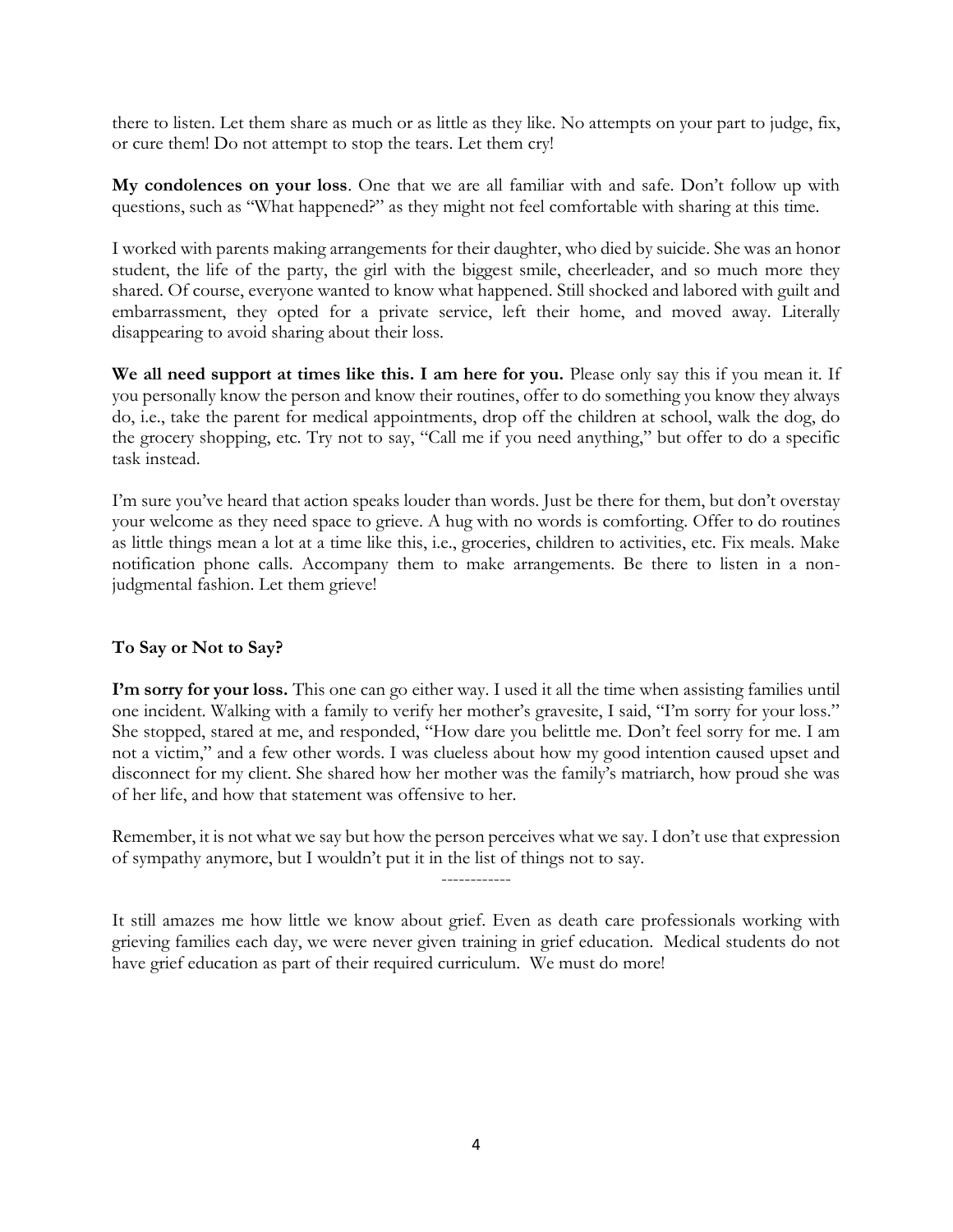there to listen. Let them share as much or as little as they like. No attempts on your part to judge, fix, or cure them! Do not attempt to stop the tears. Let them cry!

**My condolences on your loss**. One that we are all familiar with and safe. Don't follow up with questions, such as "What happened?" as they might not feel comfortable with sharing at this time.

I worked with parents making arrangements for their daughter, who died by suicide. She was an honor student, the life of the party, the girl with the biggest smile, cheerleader, and so much more they shared. Of course, everyone wanted to know what happened. Still shocked and labored with guilt and embarrassment, they opted for a private service, left their home, and moved away. Literally disappearing to avoid sharing about their loss.

**We all need support at times like this. I am here for you.** Please only say this if you mean it. If you personally know the person and know their routines, offer to do something you know they always do, i.e., take the parent for medical appointments, drop off the children at school, walk the dog, do the grocery shopping, etc. Try not to say, "Call me if you need anything," but offer to do a specific task instead.

I'm sure you've heard that action speaks louder than words. Just be there for them, but don't overstay your welcome as they need space to grieve. A hug with no words is comforting. Offer to do routines as little things mean a lot at a time like this, i.e., groceries, children to activities, etc. Fix meals. Make notification phone calls. Accompany them to make arrangements. Be there to listen in a non-judgmental fashion. Let them grieve!

**To Say or Not to Say?**

**I'm sorry for your loss.** This one can go either way. I used it all the time when assisting families until one incident. Walking with a family to verify her mother's gravesite, I said, "I'm sorry for your loss." She stopped, stared at me, and responded, "How dare you belittle me. Don't feel sorry for me. I am not a victim," and a few other words. I was clueless about how my good intention caused upset and disconnect for my client. She shared how her mother was the family's matriarch, how proud she was of her life, and how that statement was offensive to her.

Remember, it is not what we say but how the person perceives what we say. I don't use that expression of sympathy anymore, but I wouldn't put it in the list of things not to say.

------------

It still amazes me how little we know about grief. Even as death care professionals working with grieving families each day, we were never given training in grief education. Medical students do not have grief education as part of their required curriculum. We must do more!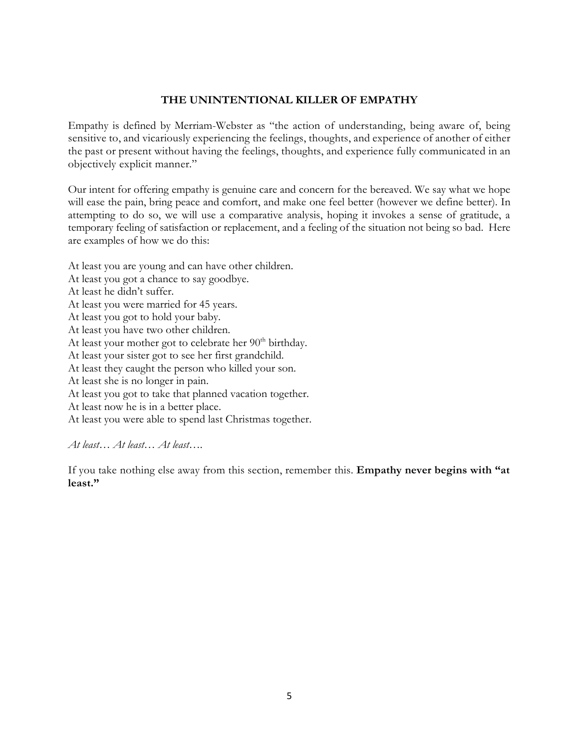## THE UNINTENTIONAL KILLER OF EMPATHY

Empathy is defined by Merriam-Webster as "the action of understanding, being aware of, being sensitive to, and vicariously experiencing the feelings, thoughts, and experience of another of either the past or present without having the feelings, thoughts, and experience fully communicated in an objectively explicit manner."

Our intent for offering empathy is genuine care and concern for the bereaved. We say what we hope will ease the pain, bring peace and comfort, and make one feel better (however we define better). In attempting to do so, we will use a comparative analysis, hoping it invokes a sense of gratitude, a temporary feeling of satisfaction or replacement, and a feeling of the situation not being so bad. Here are examples of how we do this:

At least you are young and can have other children.
At least you got a chance to say goodbye.
At least he didn't suffer.
At least you were married for 45 years.
At least you got to hold your baby.
At least you have two other children.
At least your mother got to celebrate her 90th birthday.
At least your sister got to see her first grandchild.
At least they caught the person who killed your son.
At least she is no longer in pain.
At least you got to take that planned vacation together.
At least now he is in a better place.
At least you were able to spend last Christmas together.

*At least… At least… At least….*

If you take nothing else away from this section, remember this. **Empathy never begins with "at least."**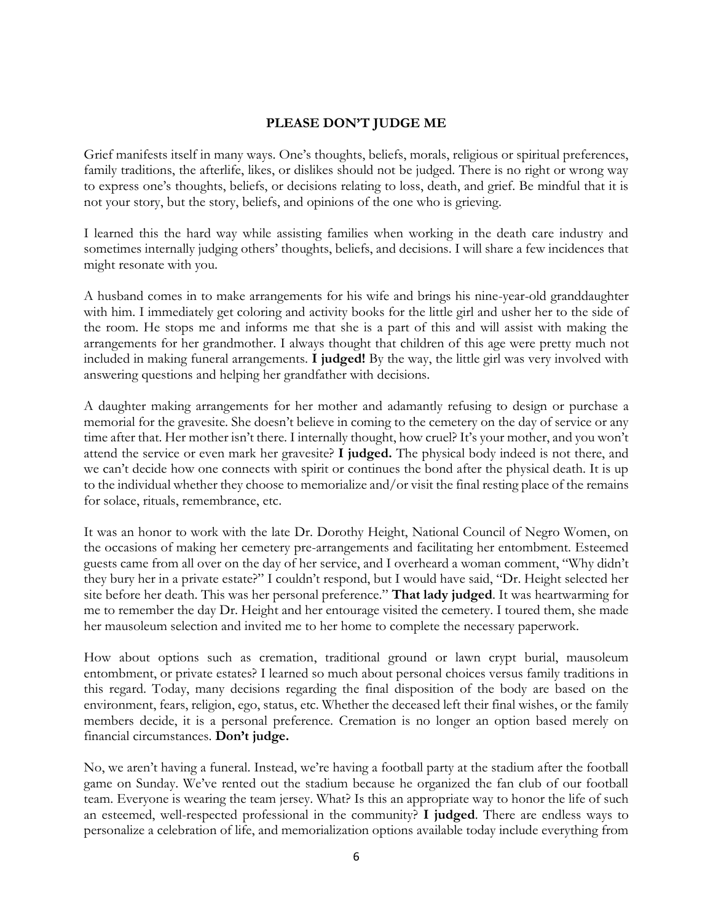**PLEASE DON'T JUDGE ME**

Grief manifests itself in many ways. One's thoughts, beliefs, morals, religious or spiritual preferences, family traditions, the afterlife, likes, or dislikes should not be judged. There is no right or wrong way to express one's thoughts, beliefs, or decisions relating to loss, death, and grief. Be mindful that it is not your story, but the story, beliefs, and opinions of the one who is grieving.

I learned this the hard way while assisting families when working in the death care industry and sometimes internally judging others' thoughts, beliefs, and decisions. I will share a few incidences that might resonate with you.

A husband comes in to make arrangements for his wife and brings his nine-year-old granddaughter with him. I immediately get coloring and activity books for the little girl and usher her to the side of the room. He stops me and informs me that she is a part of this and will assist with making the arrangements for her grandmother. I always thought that children of this age were pretty much not included in making funeral arrangements. **I judged!** By the way, the little girl was very involved with answering questions and helping her grandfather with decisions.

A daughter making arrangements for her mother and adamantly refusing to design or purchase a memorial for the gravesite. She doesn't believe in coming to the cemetery on the day of service or any time after that. Her mother isn't there. I internally thought, how cruel? It's your mother, and you won't attend the service or even mark her gravesite? **I judged.** The physical body indeed is not there, and we can't decide how one connects with spirit or continues the bond after the physical death. It is up to the individual whether they choose to memorialize and/or visit the final resting place of the remains for solace, rituals, remembrance, etc.

It was an honor to work with the late Dr. Dorothy Height, National Council of Negro Women, on the occasions of making her cemetery pre-arrangements and facilitating her entombment. Esteemed guests came from all over on the day of her service, and I overheard a woman comment, "Why didn't they bury her in a private estate?" I couldn't respond, but I would have said, "Dr. Height selected her site before her death. This was her personal preference." **That lady judged**. It was heartwarming for me to remember the day Dr. Height and her entourage visited the cemetery. I toured them, she made her mausoleum selection and invited me to her home to complete the necessary paperwork.

How about options such as cremation, traditional ground or lawn crypt burial, mausoleum entombment, or private estates? I learned so much about personal choices versus family traditions in this regard. Today, many decisions regarding the final disposition of the body are based on the environment, fears, religion, ego, status, etc. Whether the deceased left their final wishes, or the family members decide, it is a personal preference. Cremation is no longer an option based merely on financial circumstances. **Don't judge.**

No, we aren't having a funeral. Instead, we're having a football party at the stadium after the football game on Sunday. We've rented out the stadium because he organized the fan club of our football team. Everyone is wearing the team jersey. What? Is this an appropriate way to honor the life of such an esteemed, well-respected professional in the community? **I judged**. There are endless ways to personalize a celebration of life, and memorialization options available today include everything from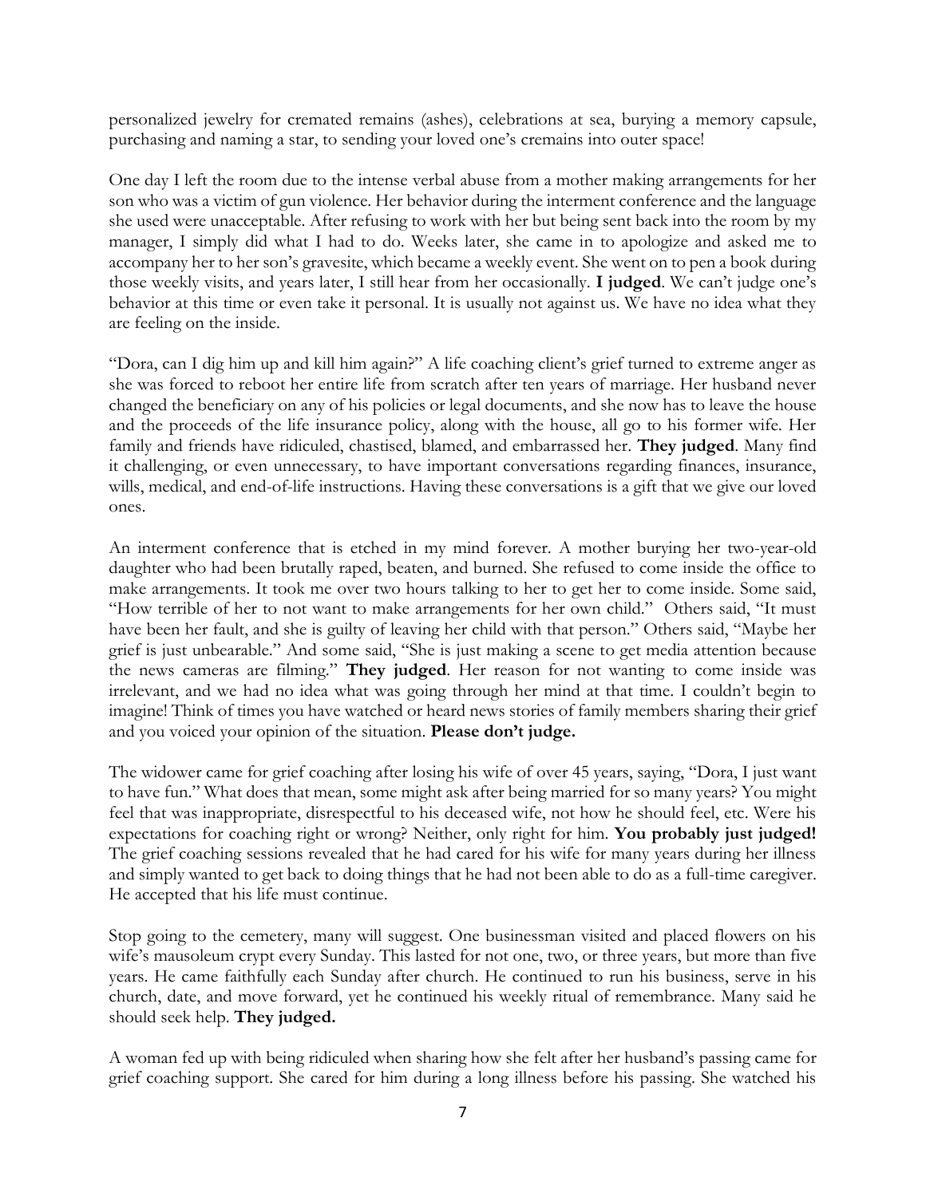personalized jewelry for cremated remains (ashes), celebrations at sea, burying a memory capsule, purchasing and naming a star, to sending your loved one's cremains into outer space!

One day I left the room due to the intense verbal abuse from a mother making arrangements for her son who was a victim of gun violence. Her behavior during the interment conference and the language she used were unacceptable. After refusing to work with her but being sent back into the room by my manager, I simply did what I had to do. Weeks later, she came in to apologize and asked me to accompany her to her son's gravesite, which became a weekly event. She went on to pen a book during those weekly visits, and years later, I still hear from her occasionally. **I judged**. We can't judge one's behavior at this time or even take it personal. It is usually not against us. We have no idea what they are feeling on the inside.

"Dora, can I dig him up and kill him again?" A life coaching client's grief turned to extreme anger as she was forced to reboot her entire life from scratch after ten years of marriage. Her husband never changed the beneficiary on any of his policies or legal documents, and she now has to leave the house and the proceeds of the life insurance policy, along with the house, all go to his former wife. Her family and friends have ridiculed, chastised, blamed, and embarrassed her. **They judged**. Many find it challenging, or even unnecessary, to have important conversations regarding finances, insurance, wills, medical, and end-of-life instructions. Having these conversations is a gift that we give our loved ones.

An interment conference that is etched in my mind forever. A mother burying her two-year-old daughter who had been brutally raped, beaten, and burned. She refused to come inside the office to make arrangements. It took me over two hours talking to her to get her to come inside. Some said, "How terrible of her to not want to make arrangements for her own child." Others said, "It must have been her fault, and she is guilty of leaving her child with that person." Others said, "Maybe her grief is just unbearable." And some said, "She is just making a scene to get media attention because the news cameras are filming." **They judged**. Her reason for not wanting to come inside was irrelevant, and we had no idea what was going through her mind at that time. I couldn't begin to imagine! Think of times you have watched or heard news stories of family members sharing their grief and you voiced your opinion of the situation. **Please don't judge.**

The widower came for grief coaching after losing his wife of over 45 years, saying, "Dora, I just want to have fun." What does that mean, some might ask after being married for so many years? You might feel that was inappropriate, disrespectful to his deceased wife, not how he should feel, etc. Were his expectations for coaching right or wrong? Neither, only right for him. **You probably just judged!** The grief coaching sessions revealed that he had cared for his wife for many years during her illness and simply wanted to get back to doing things that he had not been able to do as a full-time caregiver. He accepted that his life must continue.

Stop going to the cemetery, many will suggest. One businessman visited and placed flowers on his wife's mausoleum crypt every Sunday. This lasted for not one, two, or three years, but more than five years. He came faithfully each Sunday after church. He continued to run his business, serve in his church, date, and move forward, yet he continued his weekly ritual of remembrance. Many said he should seek help. **They judged.**

A woman fed up with being ridiculed when sharing how she felt after her husband's passing came for grief coaching support. She cared for him during a long illness before his passing. She watched his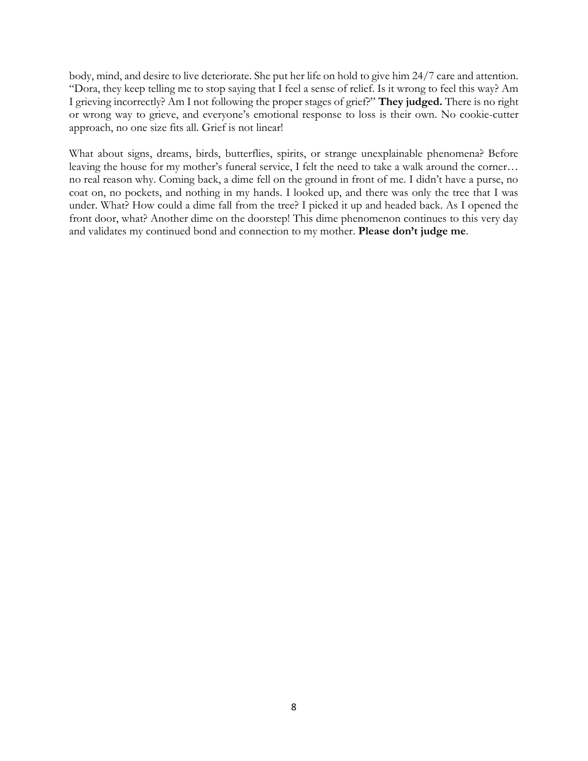body, mind, and desire to live deteriorate. She put her life on hold to give him 24/7 care and attention. "Dora, they keep telling me to stop saying that I feel a sense of relief. Is it wrong to feel this way? Am I grieving incorrectly? Am I not following the proper stages of grief?" **They judged.** There is no right or wrong way to grieve, and everyone's emotional response to loss is their own. No cookie-cutter approach, no one size fits all. Grief is not linear!

What about signs, dreams, birds, butterflies, spirits, or strange unexplainable phenomena? Before leaving the house for my mother's funeral service, I felt the need to take a walk around the corner… no real reason why. Coming back, a dime fell on the ground in front of me. I didn't have a purse, no coat on, no pockets, and nothing in my hands. I looked up, and there was only the tree that I was under. What? How could a dime fall from the tree? I picked it up and headed back. As I opened the front door, what? Another dime on the doorstep! This dime phenomenon continues to this very day and validates my continued bond and connection to my mother. **Please don't judge me**.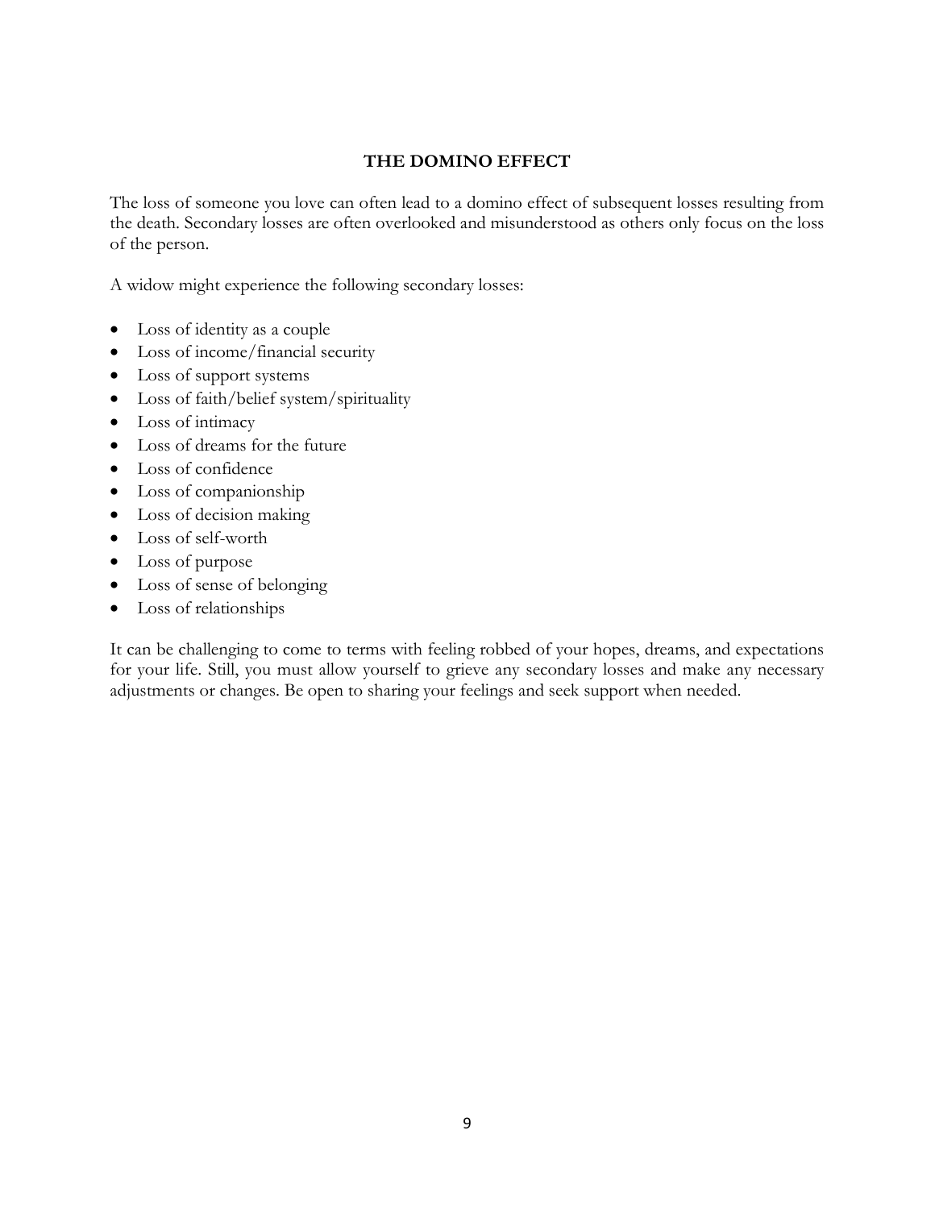## THE DOMINO EFFECT

The loss of someone you love can often lead to a domino effect of subsequent losses resulting from the death. Secondary losses are often overlooked and misunderstood as others only focus on the loss of the person.

A widow might experience the following secondary losses:

- Loss of identity as a couple
- Loss of income/financial security
- Loss of support systems
- Loss of faith/belief system/spirituality
- Loss of intimacy
- Loss of dreams for the future
- Loss of confidence
- Loss of companionship
- Loss of decision making
- Loss of self-worth
- Loss of purpose
- Loss of sense of belonging
- Loss of relationships

It can be challenging to come to terms with feeling robbed of your hopes, dreams, and expectations for your life. Still, you must allow yourself to grieve any secondary losses and make any necessary adjustments or changes. Be open to sharing your feelings and seek support when needed.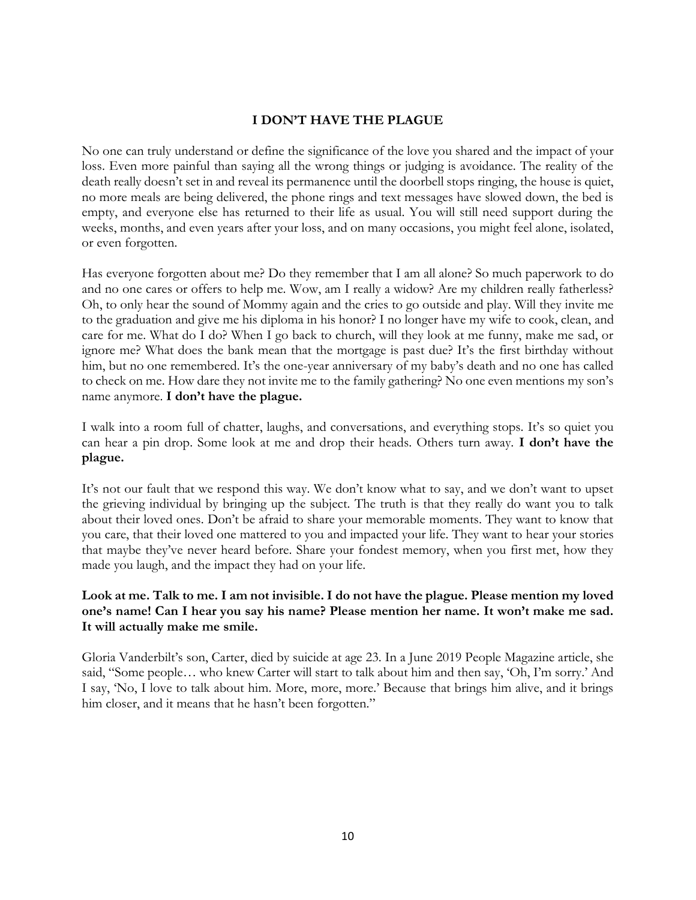## I DON'T HAVE THE PLAGUE

No one can truly understand or define the significance of the love you shared and the impact of your loss. Even more painful than saying all the wrong things or judging is avoidance. The reality of the death really doesn't set in and reveal its permanence until the doorbell stops ringing, the house is quiet, no more meals are being delivered, the phone rings and text messages have slowed down, the bed is empty, and everyone else has returned to their life as usual. You will still need support during the weeks, months, and even years after your loss, and on many occasions, you might feel alone, isolated, or even forgotten.

Has everyone forgotten about me? Do they remember that I am all alone? So much paperwork to do and no one cares or offers to help me. Wow, am I really a widow? Are my children really fatherless? Oh, to only hear the sound of Mommy again and the cries to go outside and play. Will they invite me to the graduation and give me his diploma in his honor? I no longer have my wife to cook, clean, and care for me. What do I do? When I go back to church, will they look at me funny, make me sad, or ignore me? What does the bank mean that the mortgage is past due? It's the first birthday without him, but no one remembered. It's the one-year anniversary of my baby's death and no one has called to check on me. How dare they not invite me to the family gathering? No one even mentions my son's name anymore. **I don't have the plague.**

I walk into a room full of chatter, laughs, and conversations, and everything stops. It's so quiet you can hear a pin drop. Some look at me and drop their heads. Others turn away. **I don't have the plague.**

It's not our fault that we respond this way. We don't know what to say, and we don't want to upset the grieving individual by bringing up the subject. The truth is that they really do want you to talk about their loved ones. Don't be afraid to share your memorable moments. They want to know that you care, that their loved one mattered to you and impacted your life. They want to hear your stories that maybe they've never heard before. Share your fondest memory, when you first met, how they made you laugh, and the impact they had on your life.

**Look at me. Talk to me. I am not invisible. I do not have the plague. Please mention my loved one's name! Can I hear you say his name? Please mention her name. It won't make me sad. It will actually make me smile.**

Gloria Vanderbilt's son, Carter, died by suicide at age 23. In a June 2019 People Magazine article, she said, "Some people… who knew Carter will start to talk about him and then say, 'Oh, I'm sorry.' And I say, 'No, I love to talk about him. More, more, more.' Because that brings him alive, and it brings him closer, and it means that he hasn't been forgotten."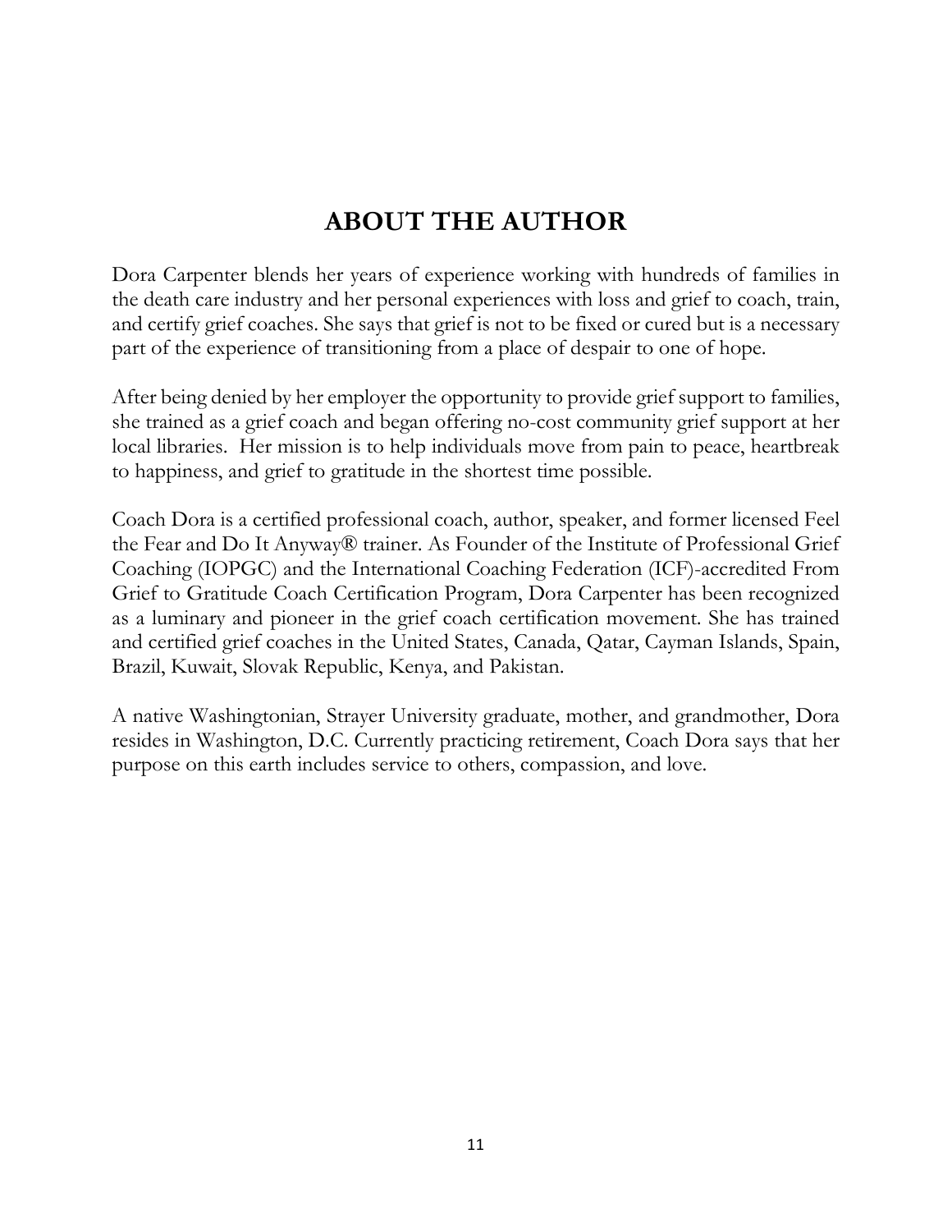# ABOUT THE AUTHOR

Dora Carpenter blends her years of experience working with hundreds of families in the death care industry and her personal experiences with loss and grief to coach, train, and certify grief coaches. She says that grief is not to be fixed or cured but is a necessary part of the experience of transitioning from a place of despair to one of hope.

After being denied by her employer the opportunity to provide grief support to families, she trained as a grief coach and began offering no-cost community grief support at her local libraries. Her mission is to help individuals move from pain to peace, heartbreak to happiness, and grief to gratitude in the shortest time possible.

Coach Dora is a certified professional coach, author, speaker, and former licensed Feel the Fear and Do It Anyway® trainer. As Founder of the Institute of Professional Grief Coaching (IOPGC) and the International Coaching Federation (ICF)-accredited From Grief to Gratitude Coach Certification Program, Dora Carpenter has been recognized as a luminary and pioneer in the grief coach certification movement. She has trained and certified grief coaches in the United States, Canada, Qatar, Cayman Islands, Spain, Brazil, Kuwait, Slovak Republic, Kenya, and Pakistan.

A native Washingtonian, Strayer University graduate, mother, and grandmother, Dora resides in Washington, D.C. Currently practicing retirement, Coach Dora says that her purpose on this earth includes service to others, compassion, and love.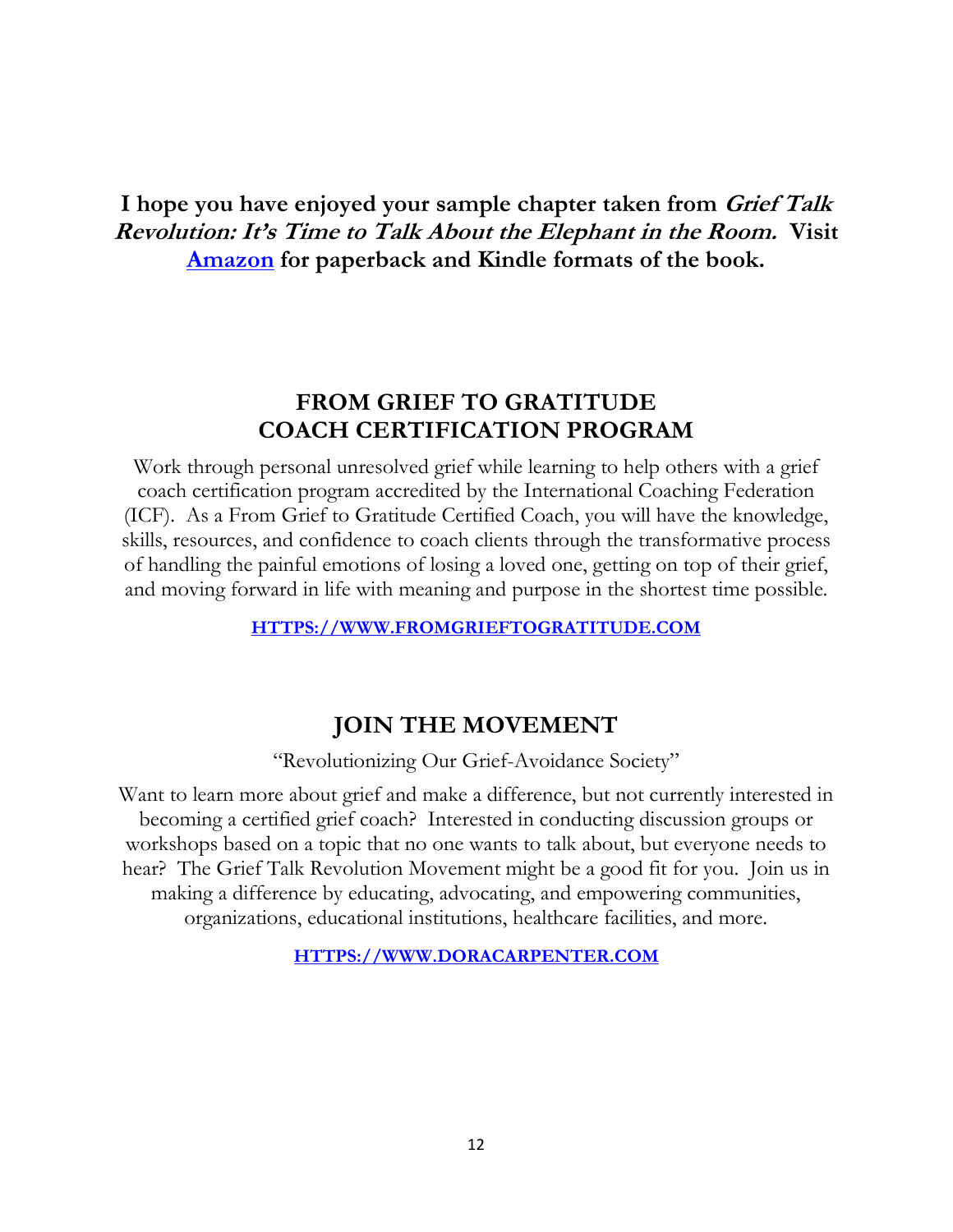**I hope you have enjoyed your sample chapter taken from *Grief Talk Revolution: It's Time to Talk About the Elephant in the Room.* Visit [Amazon]() for paperback and Kindle formats of the book.**

## FROM GRIEF TO GRATITUDE COACH CERTIFICATION PROGRAM

Work through personal unresolved grief while learning to help others with a grief coach certification program accredited by the International Coaching Federation (ICF). As a From Grief to Gratitude Certified Coach, you will have the knowledge, skills, resources, and confidence to coach clients through the transformative process of handling the painful emotions of losing a loved one, getting on top of their grief, and moving forward in life with meaning and purpose in the shortest time possible.

**[HTTPS://WWW.FROMGRIEFTOGRATITUDE.COM](https://www.fromgrieftogratitude.com)**

## JOIN THE MOVEMENT

"Revolutionizing Our Grief-Avoidance Society"

Want to learn more about grief and make a difference, but not currently interested in becoming a certified grief coach? Interested in conducting discussion groups or workshops based on a topic that no one wants to talk about, but everyone needs to hear? The Grief Talk Revolution Movement might be a good fit for you. Join us in making a difference by educating, advocating, and empowering communities, organizations, educational institutions, healthcare facilities, and more.

**[HTTPS://WWW.DORACARPENTER.COM](https://www.doracarpenter.com)**